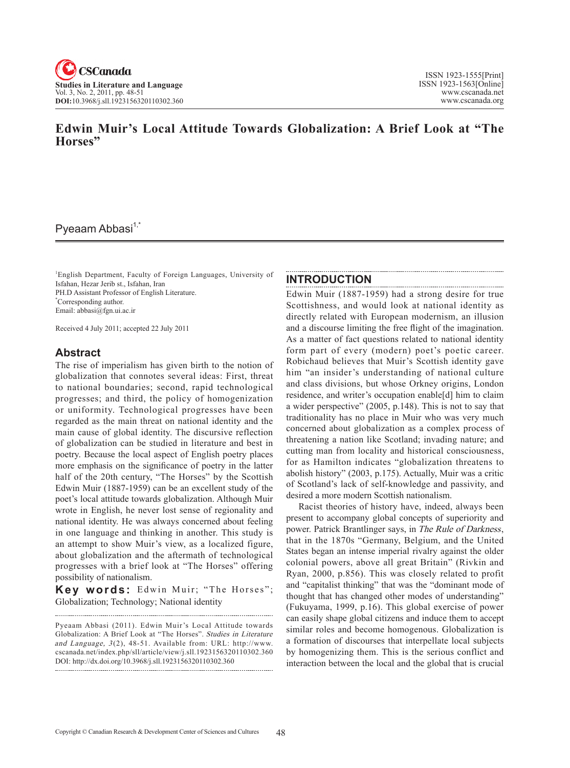# Edwin Muir's Local Attitude Towards Globalization: A Brief Look at "The Horses"

Pyeaam Abbasi[1,*]

[1]English Department, Faculty of Foreign Languages, University of Isfahan, Hezar Jerib st., Isfahan, Iran
PH.D Assistant Professor of English Literature.
[*]Corresponding author.
Email: abbasi@fgn.ui.ac.ir

Received 4 July 2011; accepted 22 July 2011

## Abstract

The rise of imperialism has given birth to the notion of globalization that connotes several ideas: First, threat to national boundaries; second, rapid technological progresses; and third, the policy of homogenization or uniformity. Technological progresses have been regarded as the main threat on national identity and the main cause of global identity. The discursive reflection of globalization can be studied in literature and best in poetry. Because the local aspect of English poetry places more emphasis on the significance of poetry in the latter half of the 20th century, "The Horses" by the Scottish Edwin Muir (1887-1959) can be an excellent study of the poet's local attitude towards globalization. Although Muir wrote in English, he never lost sense of regionality and national identity. He was always concerned about feeling in one language and thinking in another. This study is an attempt to show Muir's view, as a localized figure, about globalization and the aftermath of technological progresses with a brief look at "The Horses" offering possibility of nationalism.

**Key words:** Edwin Muir; "The Horses"; Globalization; Technology; National identity

Pyeaam Abbasi (2011). Edwin Muir's Local Attitude towards Globalization: A Brief Look at "The Horses". *Studies in Literature and Language, 3*(2), 48-51. Available from: URL: http://www.cscanada.net/index.php/sll/article/view/j.sll.1923156320110302.360
DOI: http://dx.doi.org/10.3968/j.sll.1923156320110302.360

## INTRODUCTION

Edwin Muir (1887-1959) had a strong desire for true Scottishness, and would look at national identity as directly related with European modernism, an illusion and a discourse limiting the free flight of the imagination. As a matter of fact questions related to national identity form part of every (modern) poet's poetic career. Robichaud believes that Muir's Scottish identity gave him "an insider's understanding of national culture and class divisions, but whose Orkney origins, London residence, and writer's occupation enable[d] him to claim a wider perspective" (2005, p.148). This is not to say that traditionality has no place in Muir who was very much concerned about globalization as a complex process of threatening a nation like Scotland; invading nature; and cutting man from locality and historical consciousness, for as Hamilton indicates "globalization threatens to abolish history" (2003, p.175). Actually, Muir was a critic of Scotland's lack of self-knowledge and passivity, and desired a more modern Scottish nationalism.

Racist theories of history have, indeed, always been present to accompany global concepts of superiority and power. Patrick Brantlinger says, in *The Rule of Darkness*, that in the 1870s "Germany, Belgium, and the United States began an intense imperial rivalry against the older colonial powers, above all great Britain" (Rivkin and Ryan, 2000, p.856). This was closely related to profit and "capitalist thinking" that was the "dominant mode of thought that has changed other modes of understanding" (Fukuyama, 1999, p.16). This global exercise of power can easily shape global citizens and induce them to accept similar roles and become homogenous. Globalization is a formation of discourses that interpellate local subjects by homogenizing them. This is the serious conflict and interaction between the local and the global that is crucial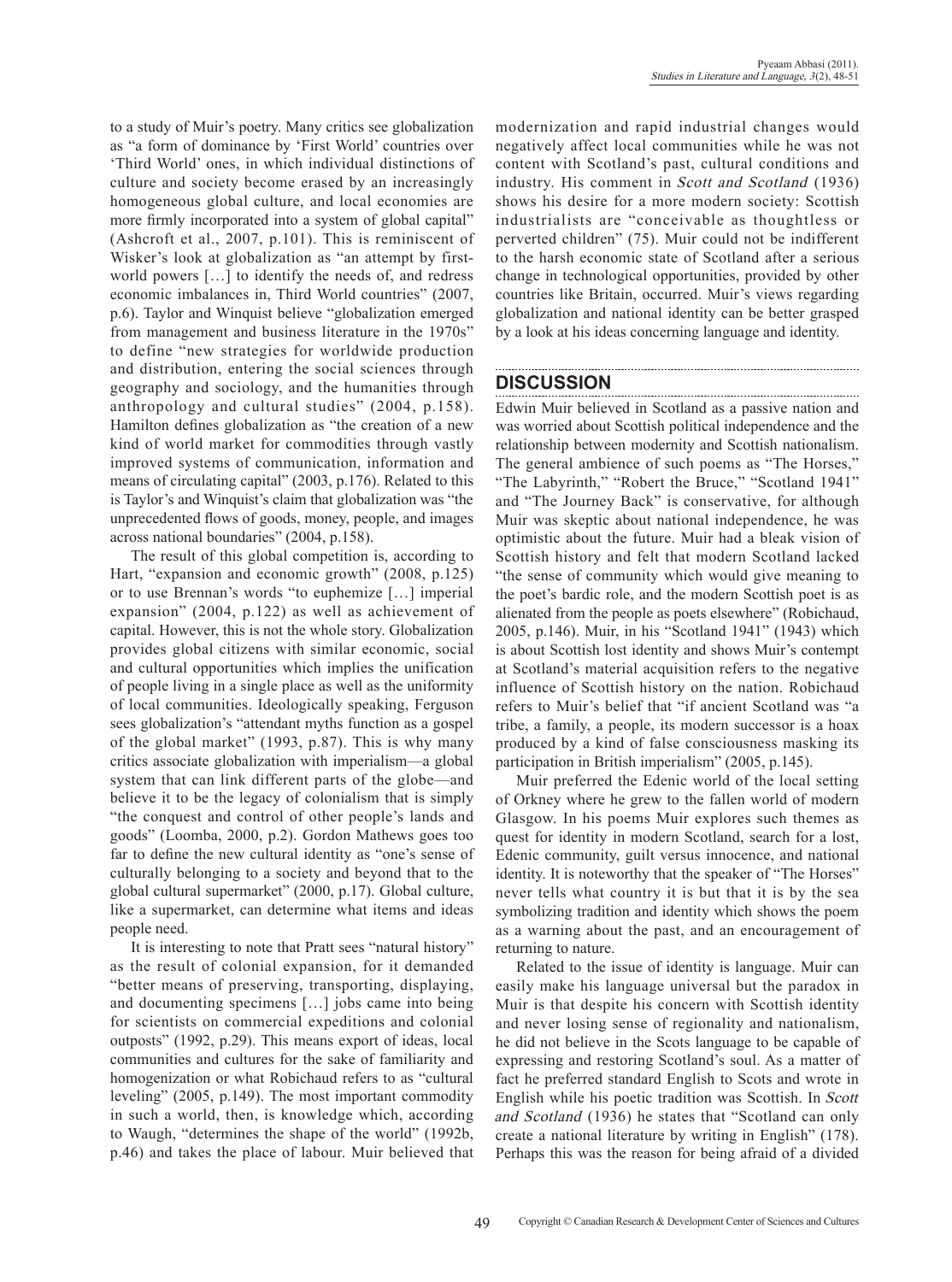to a study of Muir's poetry. Many critics see globalization as "a form of dominance by 'First World' countries over 'Third World' ones, in which individual distinctions of culture and society become erased by an increasingly homogeneous global culture, and local economies are more firmly incorporated into a system of global capital" (Ashcroft et al., 2007, p.101). This is reminiscent of Wisker's look at globalization as "an attempt by first-world powers […] to identify the needs of, and redress economic imbalances in, Third World countries" (2007, p.6). Taylor and Winquist believe "globalization emerged from management and business literature in the 1970s" to define "new strategies for worldwide production and distribution, entering the social sciences through geography and sociology, and the humanities through anthropology and cultural studies" (2004, p.158). Hamilton defines globalization as "the creation of a new kind of world market for commodities through vastly improved systems of communication, information and means of circulating capital" (2003, p.176). Related to this is Taylor's and Winquist's claim that globalization was "the unprecedented flows of goods, money, people, and images across national boundaries" (2004, p.158).

The result of this global competition is, according to Hart, "expansion and economic growth" (2008, p.125) or to use Brennan's words "to euphemize […] imperial expansion" (2004, p.122) as well as achievement of capital. However, this is not the whole story. Globalization provides global citizens with similar economic, social and cultural opportunities which implies the unification of people living in a single place as well as the uniformity of local communities. Ideologically speaking, Ferguson sees globalization's "attendant myths function as a gospel of the global market" (1993, p.87). This is why many critics associate globalization with imperialism—a global system that can link different parts of the globe—and believe it to be the legacy of colonialism that is simply "the conquest and control of other people's lands and goods" (Loomba, 2000, p.2). Gordon Mathews goes too far to define the new cultural identity as "one's sense of culturally belonging to a society and beyond that to the global cultural supermarket" (2000, p.17). Global culture, like a supermarket, can determine what items and ideas people need.

It is interesting to note that Pratt sees "natural history" as the result of colonial expansion, for it demanded "better means of preserving, transporting, displaying, and documenting specimens […] jobs came into being for scientists on commercial expeditions and colonial outposts" (1992, p.29). This means export of ideas, local communities and cultures for the sake of familiarity and homogenization or what Robichaud refers to as "cultural leveling" (2005, p.149). The most important commodity in such a world, then, is knowledge which, according to Waugh, "determines the shape of the world" (1992b, p.46) and takes the place of labour. Muir believed that modernization and rapid industrial changes would negatively affect local communities while he was not content with Scotland's past, cultural conditions and industry. His comment in *Scott and Scotland* (1936) shows his desire for a more modern society: Scottish industrialists are "conceivable as thoughtless or perverted children" (75). Muir could not be indifferent to the harsh economic state of Scotland after a serious change in technological opportunities, provided by other countries like Britain, occurred. Muir's views regarding globalization and national identity can be better grasped by a look at his ideas concerning language and identity.

## DISCUSSION

Edwin Muir believed in Scotland as a passive nation and was worried about Scottish political independence and the relationship between modernity and Scottish nationalism. The general ambience of such poems as "The Horses," "The Labyrinth," "Robert the Bruce," "Scotland 1941" and "The Journey Back" is conservative, for although Muir was skeptic about national independence, he was optimistic about the future. Muir had a bleak vision of Scottish history and felt that modern Scotland lacked "the sense of community which would give meaning to the poet's bardic role, and the modern Scottish poet is as alienated from the people as poets elsewhere" (Robichaud, 2005, p.146). Muir, in his "Scotland 1941" (1943) which is about Scottish lost identity and shows Muir's contempt at Scotland's material acquisition refers to the negative influence of Scottish history on the nation. Robichaud refers to Muir's belief that "if ancient Scotland was "a tribe, a family, a people, its modern successor is a hoax produced by a kind of false consciousness masking its participation in British imperialism" (2005, p.145).

Muir preferred the Edenic world of the local setting of Orkney where he grew to the fallen world of modern Glasgow. In his poems Muir explores such themes as quest for identity in modern Scotland, search for a lost, Edenic community, guilt versus innocence, and national identity. It is noteworthy that the speaker of "The Horses" never tells what country it is but that it is by the sea symbolizing tradition and identity which shows the poem as a warning about the past, and an encouragement of returning to nature.

Related to the issue of identity is language. Muir can easily make his language universal but the paradox in Muir is that despite his concern with Scottish identity and never losing sense of regionality and nationalism, he did not believe in the Scots language to be capable of expressing and restoring Scotland's soul. As a matter of fact he preferred standard English to Scots and wrote in English while his poetic tradition was Scottish. In *Scott and Scotland* (1936) he states that "Scotland can only create a national literature by writing in English" (178). Perhaps this was the reason for being afraid of a divided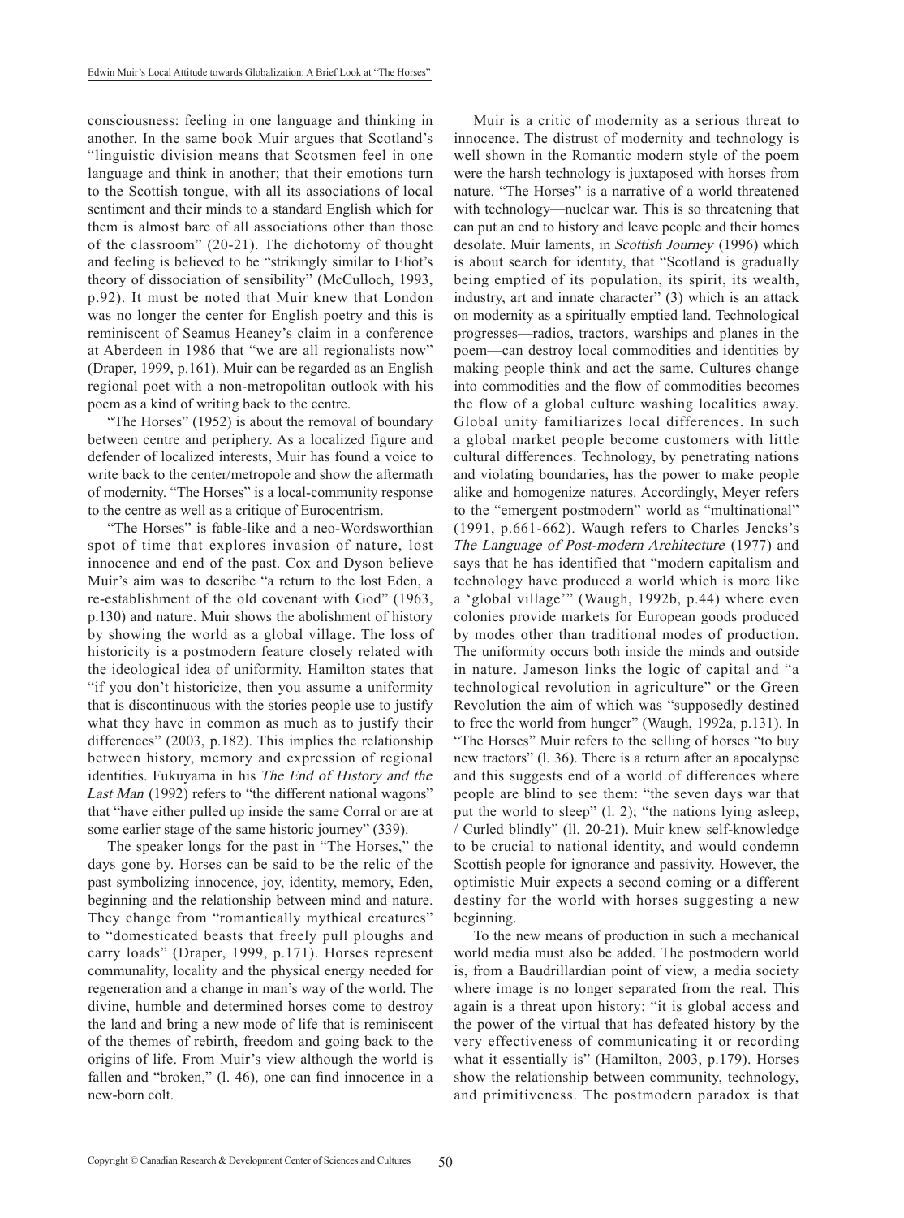consciousness: feeling in one language and thinking in another. In the same book Muir argues that Scotland's "linguistic division means that Scotsmen feel in one language and think in another; that their emotions turn to the Scottish tongue, with all its associations of local sentiment and their minds to a standard English which for them is almost bare of all associations other than those of the classroom" (20-21). The dichotomy of thought and feeling is believed to be "strikingly similar to Eliot's theory of dissociation of sensibility" (McCulloch, 1993, p.92). It must be noted that Muir knew that London was no longer the center for English poetry and this is reminiscent of Seamus Heaney's claim in a conference at Aberdeen in 1986 that "we are all regionalists now" (Draper, 1999, p.161). Muir can be regarded as an English regional poet with a non-metropolitan outlook with his poem as a kind of writing back to the centre.

"The Horses" (1952) is about the removal of boundary between centre and periphery. As a localized figure and defender of localized interests, Muir has found a voice to write back to the center/metropole and show the aftermath of modernity. "The Horses" is a local-community response to the centre as well as a critique of Eurocentrism.

"The Horses" is fable-like and a neo-Wordsworthian spot of time that explores invasion of nature, lost innocence and end of the past. Cox and Dyson believe Muir's aim was to describe "a return to the lost Eden, a re-establishment of the old covenant with God" (1963, p.130) and nature. Muir shows the abolishment of history by showing the world as a global village. The loss of historicity is a postmodern feature closely related with the ideological idea of uniformity. Hamilton states that "if you don't historicize, then you assume a uniformity that is discontinuous with the stories people use to justify what they have in common as much as to justify their differences" (2003, p.182). This implies the relationship between history, memory and expression of regional identities. Fukuyama in his *The End of History and the Last Man* (1992) refers to "the different national wagons" that "have either pulled up inside the same Corral or are at some earlier stage of the same historic journey" (339).

The speaker longs for the past in "The Horses," the days gone by. Horses can be said to be the relic of the past symbolizing innocence, joy, identity, memory, Eden, beginning and the relationship between mind and nature. They change from "romantically mythical creatures" to "domesticated beasts that freely pull ploughs and carry loads" (Draper, 1999, p.171). Horses represent communality, locality and the physical energy needed for regeneration and a change in man's way of the world. The divine, humble and determined horses come to destroy the land and bring a new mode of life that is reminiscent of the themes of rebirth, freedom and going back to the origins of life. From Muir's view although the world is fallen and "broken," (l. 46), one can find innocence in a new-born colt.

Muir is a critic of modernity as a serious threat to innocence. The distrust of modernity and technology is well shown in the Romantic modern style of the poem were the harsh technology is juxtaposed with horses from nature. "The Horses" is a narrative of a world threatened with technology—nuclear war. This is so threatening that can put an end to history and leave people and their homes desolate. Muir laments, in *Scottish Journey* (1996) which is about search for identity, that "Scotland is gradually being emptied of its population, its spirit, its wealth, industry, art and innate character" (3) which is an attack on modernity as a spiritually emptied land. Technological progresses—radios, tractors, warships and planes in the poem—can destroy local commodities and identities by making people think and act the same. Cultures change into commodities and the flow of commodities becomes the flow of a global culture washing localities away. Global unity familiarizes local differences. In such a global market people become customers with little cultural differences. Technology, by penetrating nations and violating boundaries, has the power to make people alike and homogenize natures. Accordingly, Meyer refers to the "emergent postmodern" world as "multinational" (1991, p.661-662). Waugh refers to Charles Jencks's *The Language of Post-modern Architecture* (1977) and says that he has identified that "modern capitalism and technology have produced a world which is more like a 'global village'" (Waugh, 1992b, p.44) where even colonies provide markets for European goods produced by modes other than traditional modes of production. The uniformity occurs both inside the minds and outside in nature. Jameson links the logic of capital and "a technological revolution in agriculture" or the Green Revolution the aim of which was "supposedly destined to free the world from hunger" (Waugh, 1992a, p.131). In "The Horses" Muir refers to the selling of horses "to buy new tractors" (l. 36). There is a return after an apocalypse and this suggests end of a world of differences where people are blind to see them: "the seven days war that put the world to sleep" (l. 2); "the nations lying asleep, / Curled blindly" (ll. 20-21). Muir knew self-knowledge to be crucial to national identity, and would condemn Scottish people for ignorance and passivity. However, the optimistic Muir expects a second coming or a different destiny for the world with horses suggesting a new beginning.

To the new means of production in such a mechanical world media must also be added. The postmodern world is, from a Baudrillardian point of view, a media society where image is no longer separated from the real. This again is a threat upon history: "it is global access and the power of the virtual that has defeated history by the very effectiveness of communicating it or recording what it essentially is" (Hamilton, 2003, p.179). Horses show the relationship between community, technology, and primitiveness. The postmodern paradox is that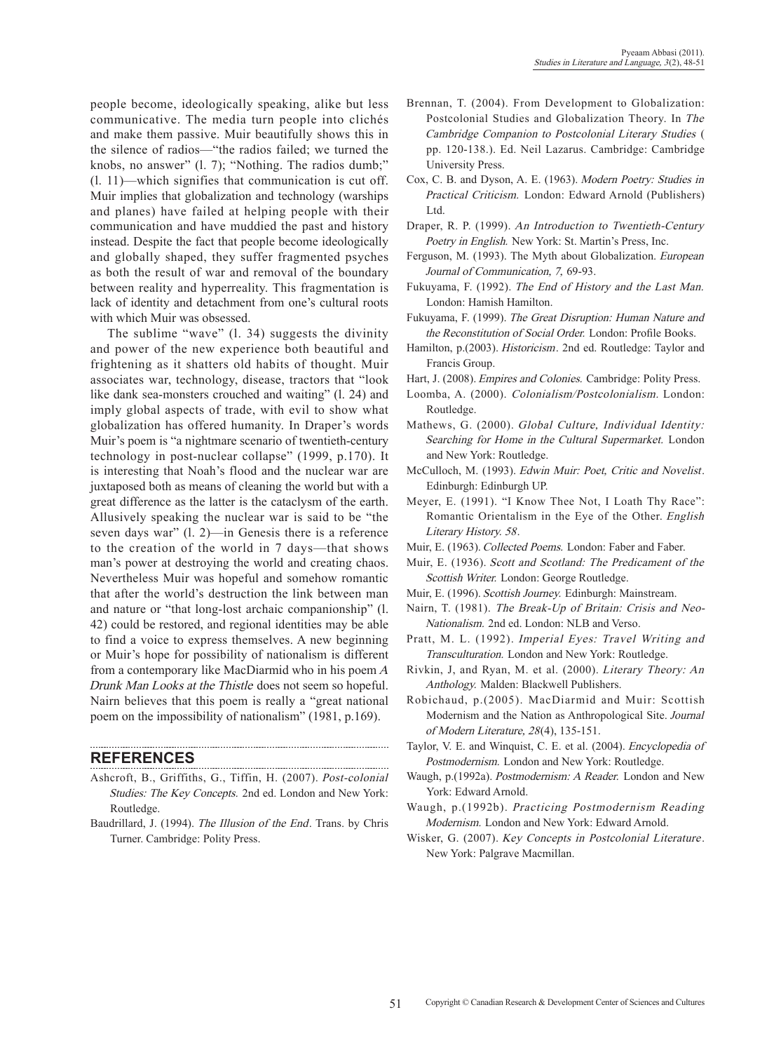people become, ideologically speaking, alike but less communicative. The media turn people into clichés and make them passive. Muir beautifully shows this in the silence of radios—"the radios failed; we turned the knobs, no answer" (l. 7); "Nothing. The radios dumb;" (l. 11)—which signifies that communication is cut off. Muir implies that globalization and technology (warships and planes) have failed at helping people with their communication and have muddied the past and history instead. Despite the fact that people become ideologically and globally shaped, they suffer fragmented psyches as both the result of war and removal of the boundary between reality and hyperreality. This fragmentation is lack of identity and detachment from one's cultural roots with which Muir was obsessed.

The sublime "wave" (l. 34) suggests the divinity and power of the new experience both beautiful and frightening as it shatters old habits of thought. Muir associates war, technology, disease, tractors that "look like dank sea-monsters crouched and waiting" (l. 24) and imply global aspects of trade, with evil to show what globalization has offered humanity. In Draper's words Muir's poem is "a nightmare scenario of twentieth-century technology in post-nuclear collapse" (1999, p.170). It is interesting that Noah's flood and the nuclear war are juxtaposed both as means of cleaning the world but with a great difference as the latter is the cataclysm of the earth. Allusively speaking the nuclear war is said to be "the seven days war" (l. 2)—in Genesis there is a reference to the creation of the world in 7 days—that shows man's power at destroying the world and creating chaos. Nevertheless Muir was hopeful and somehow romantic that after the world's destruction the link between man and nature or "that long-lost archaic companionship" (l. 42) could be restored, and regional identities may be able to find a voice to express themselves. A new beginning or Muir's hope for possibility of nationalism is different from a contemporary like MacDiarmid who in his poem *A Drunk Man Looks at the Thistle* does not seem so hopeful. Nairn believes that this poem is really a "great national poem on the impossibility of nationalism" (1981, p.169).

## REFERENCES

Ashcroft, B., Griffiths, G., Tiffin, H. (2007). *Post-colonial Studies: The Key Concepts.* 2nd ed. London and New York: Routledge.

Baudrillard, J. (1994). *The Illusion of the End*. Trans. by Chris Turner. Cambridge: Polity Press.

Brennan, T. (2004). From Development to Globalization: Postcolonial Studies and Globalization Theory. In *The Cambridge Companion to Postcolonial Literary Studies* ( pp. 120-138.). Ed. Neil Lazarus. Cambridge: Cambridge University Press.

Cox, C. B. and Dyson, A. E. (1963). *Modern Poetry: Studies in Practical Criticism.* London: Edward Arnold (Publishers) Ltd.

Draper, R. P. (1999). *An Introduction to Twentieth-Century Poetry in English.* New York: St. Martin's Press, Inc.

Ferguson, M. (1993). The Myth about Globalization. *European Journal of Communication, 7,* 69-93.

Fukuyama, F. (1992). *The End of History and the Last Man.* London: Hamish Hamilton.

Fukuyama, F. (1999). *The Great Disruption: Human Nature and the Reconstitution of Social Order.* London: Profile Books.

Hamilton, p.(2003). *Historicism*. 2nd ed. Routledge: Taylor and Francis Group.

Hart, J. (2008). *Empires and Colonies.* Cambridge: Polity Press.

Loomba, A. (2000). *Colonialism/Postcolonialism.* London: Routledge.

Mathews, G. (2000). *Global Culture, Individual Identity: Searching for Home in the Cultural Supermarket.* London and New York: Routledge.

McCulloch, M. (1993). *Edwin Muir: Poet, Critic and Novelist*. Edinburgh: Edinburgh UP.

Meyer, E. (1991). "I Know Thee Not, I Loath Thy Race": Romantic Orientalism in the Eye of the Other. *English Literary History. 58*.

Muir, E. (1963). *Collected Poems.* London: Faber and Faber.

Muir, E. (1936). *Scott and Scotland: The Predicament of the Scottish Writer.* London: George Routledge.

Muir, E. (1996). *Scottish Journey.* Edinburgh: Mainstream.

Nairn, T. (1981). *The Break-Up of Britain: Crisis and Neo-Nationalism.* 2nd ed. London: NLB and Verso.

Pratt, M. L. (1992). *Imperial Eyes: Travel Writing and Transculturation.* London and New York: Routledge.

Rivkin, J, and Ryan, M. et al. (2000). *Literary Theory: An Anthology.* Malden: Blackwell Publishers.

Robichaud, p.(2005). MacDiarmid and Muir: Scottish Modernism and the Nation as Anthropological Site. *Journal of Modern Literature*, *28*(4), 135-151.

Taylor, V. E. and Winquist, C. E. et al. (2004). *Encyclopedia of Postmodernism.* London and New York: Routledge.

Waugh, p.(1992a). *Postmodernism: A Reader.* London and New York: Edward Arnold.

Waugh, p.(1992b). *Practicing Postmodernism Reading Modernism.* London and New York: Edward Arnold.

Wisker, G. (2007). *Key Concepts in Postcolonial Literature*. New York: Palgrave Macmillan.